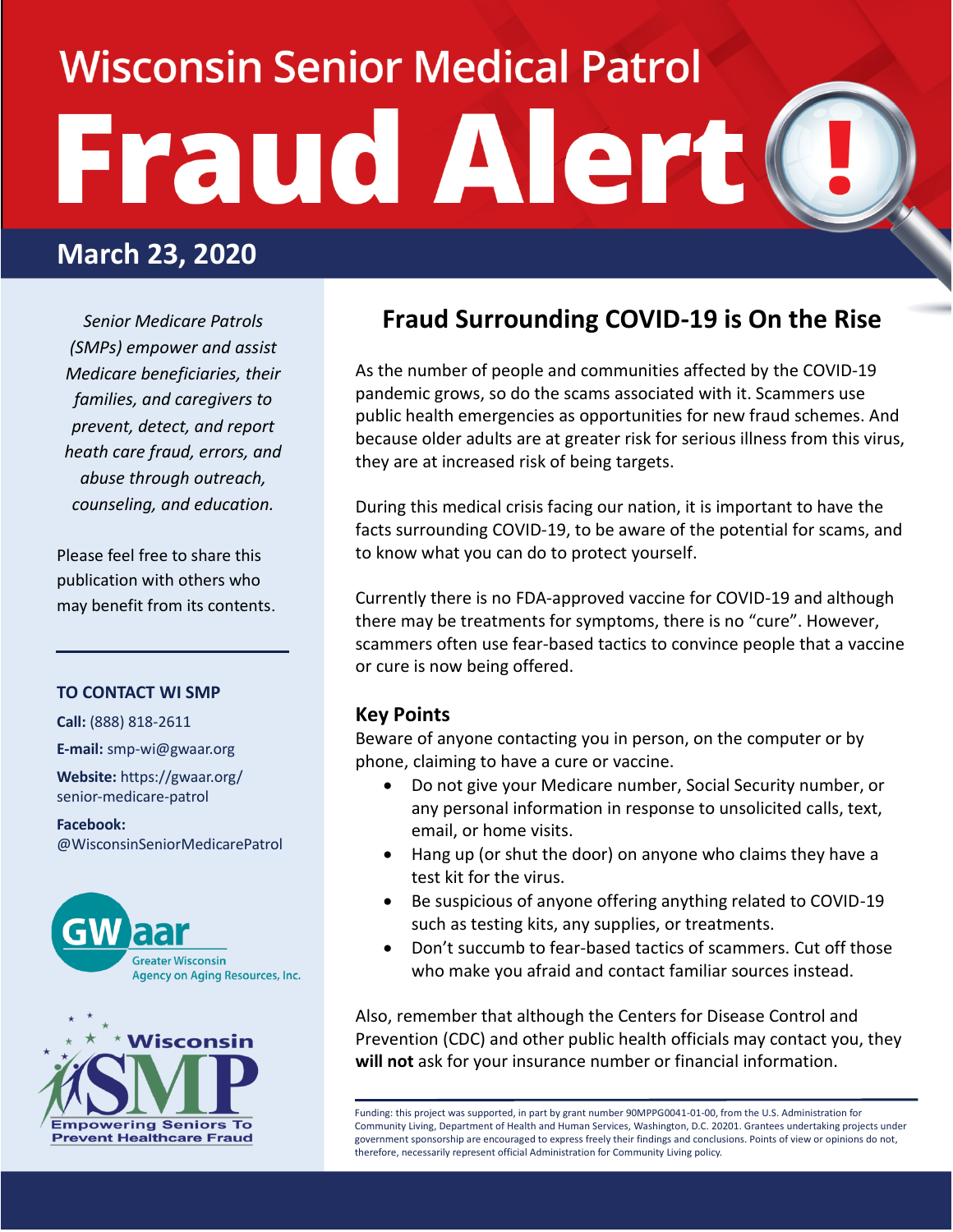# Wisconsin Senior Medical Patrol Fraud Alert

## March 23, 2020

*Senior Medicare Patrols (SMPs) empower and assist Medicare beneficiaries, their families, and caregivers to prevent, detect, and report heath care fraud, errors, and abuse through outreach, counseling, and education.*

Please feel free to share this publication with others who may benefit from its contents.

**TO CONTACT WI SMP**

**Call:** (888) 818-2611

**E-mail:** smp-wi@gwaar.org

**Website:** https://gwaar.org/senior-medicare-patrol

**Facebook:** @WisconsinSeniorMedicarePatrol

GWaar Greater Wisconsin Agency on Aging Resources, Inc.

Wisconsin SMP Empowering Seniors To Prevent Healthcare Fraud

## Fraud Surrounding COVID-19 is On the Rise

As the number of people and communities affected by the COVID-19 pandemic grows, so do the scams associated with it. Scammers use public health emergencies as opportunities for new fraud schemes. And because older adults are at greater risk for serious illness from this virus, they are at increased risk of being targets.

During this medical crisis facing our nation, it is important to have the facts surrounding COVID-19, to be aware of the potential for scams, and to know what you can do to protect yourself.

Currently there is no FDA-approved vaccine for COVID-19 and although there may be treatments for symptoms, there is no "cure". However, scammers often use fear-based tactics to convince people that a vaccine or cure is now being offered.

### Key Points

Beware of anyone contacting you in person, on the computer or by phone, claiming to have a cure or vaccine.

- Do not give your Medicare number, Social Security number, or any personal information in response to unsolicited calls, text, email, or home visits.
- Hang up (or shut the door) on anyone who claims they have a test kit for the virus.
- Be suspicious of anyone offering anything related to COVID-19 such as testing kits, any supplies, or treatments.
- Don't succumb to fear-based tactics of scammers. Cut off those who make you afraid and contact familiar sources instead.

Also, remember that although the Centers for Disease Control and Prevention (CDC) and other public health officials may contact you, they **will not** ask for your insurance number or financial information.

Funding: this project was supported, in part by grant number 90MPPG0041-01-00, from the U.S. Administration for Community Living, Department of Health and Human Services, Washington, D.C. 20201. Grantees undertaking projects under government sponsorship are encouraged to express freely their findings and conclusions. Points of view or opinions do not, therefore, necessarily represent official Administration for Community Living policy.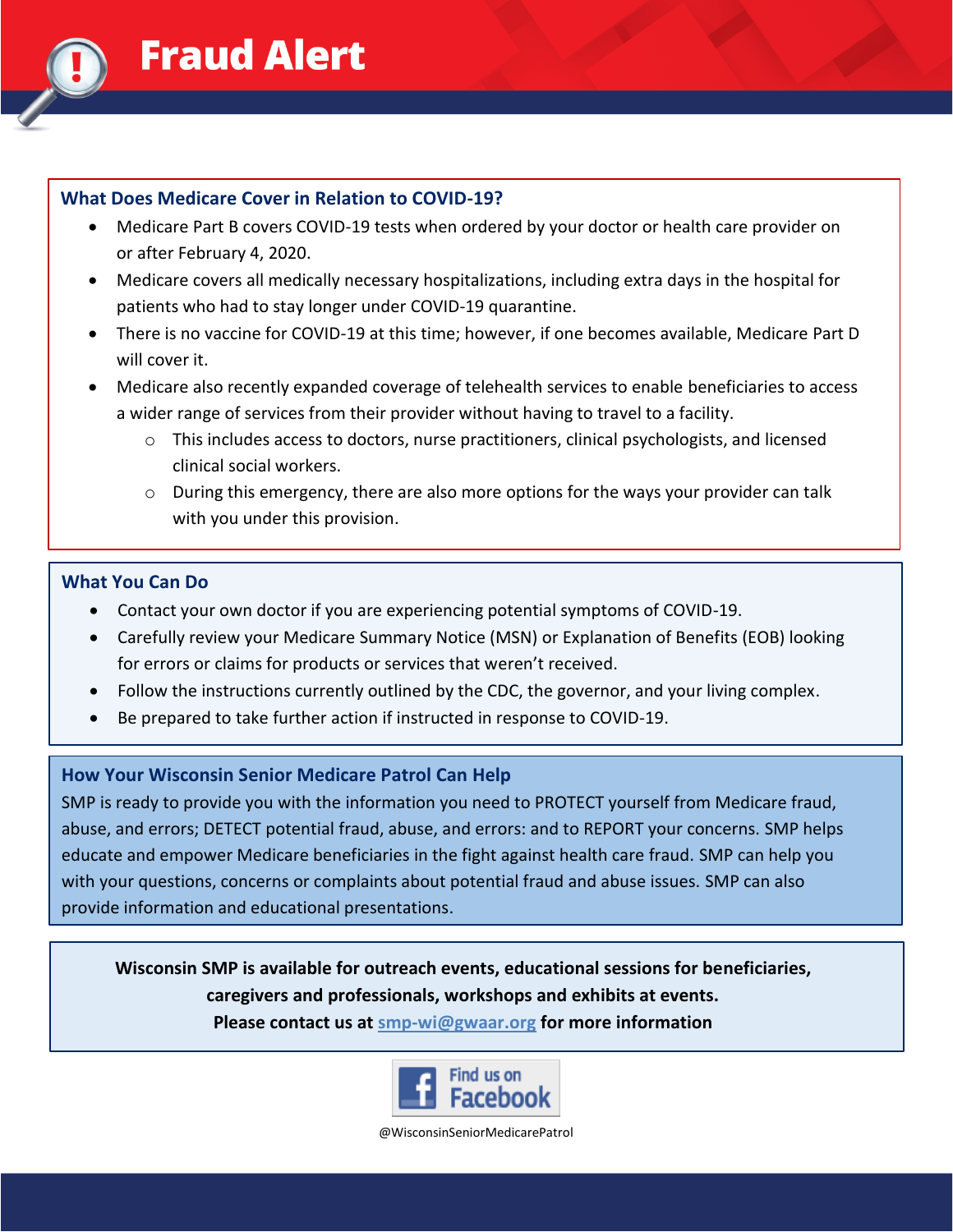# Fraud Alert

### What Does Medicare Cover in Relation to COVID-19?

- Medicare Part B covers COVID-19 tests when ordered by your doctor or health care provider on or after February 4, 2020.
- Medicare covers all medically necessary hospitalizations, including extra days in the hospital for patients who had to stay longer under COVID-19 quarantine.
- There is no vaccine for COVID-19 at this time; however, if one becomes available, Medicare Part D will cover it.
- Medicare also recently expanded coverage of telehealth services to enable beneficiaries to access a wider range of services from their provider without having to travel to a facility.
  - This includes access to doctors, nurse practitioners, clinical psychologists, and licensed clinical social workers.
  - During this emergency, there are also more options for the ways your provider can talk with you under this provision.

### What You Can Do

- Contact your own doctor if you are experiencing potential symptoms of COVID-19.
- Carefully review your Medicare Summary Notice (MSN) or Explanation of Benefits (EOB) looking for errors or claims for products or services that weren't received.
- Follow the instructions currently outlined by the CDC, the governor, and your living complex.
- Be prepared to take further action if instructed in response to COVID-19.

### How Your Wisconsin Senior Medicare Patrol Can Help

SMP is ready to provide you with the information you need to PROTECT yourself from Medicare fraud, abuse, and errors; DETECT potential fraud, abuse, and errors: and to REPORT your concerns. SMP helps educate and empower Medicare beneficiaries in the fight against health care fraud. SMP can help you with your questions, concerns or complaints about potential fraud and abuse issues. SMP can also provide information and educational presentations.

**Wisconsin SMP is available for outreach events, educational sessions for beneficiaries, caregivers and professionals, workshops and exhibits at events. Please contact us at smp-wi@gwaar.org for more information**

Find us on Facebook

@WisconsinSeniorMedicarePatrol